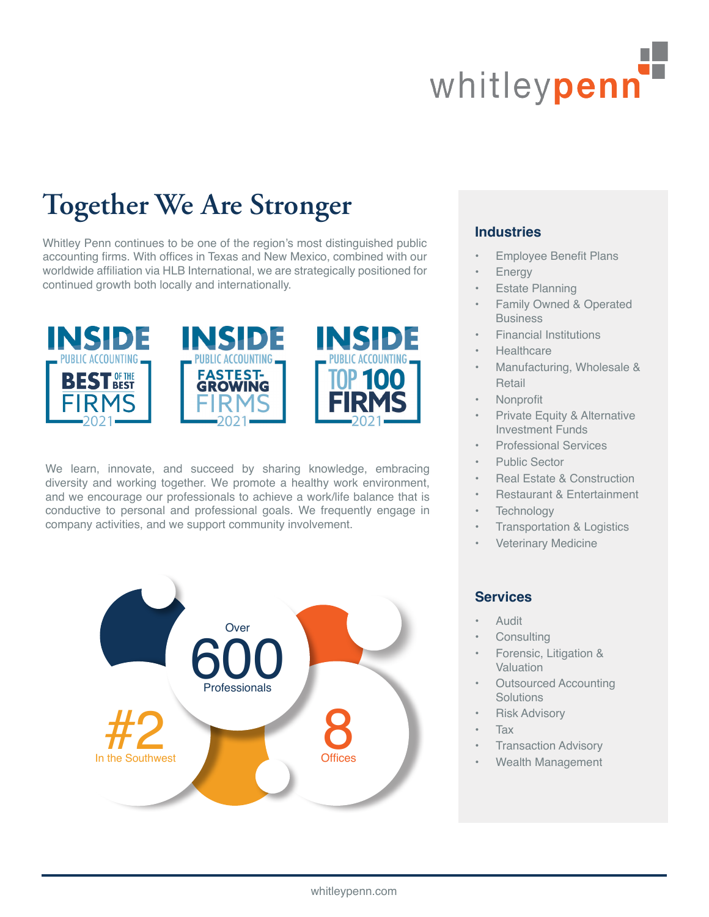whitleypenn

# Together We Are Stronger

Whitley Penn continues to be one of the region's most distinguished public accounting firms. With offices in Texas and New Mexico, combined with our worldwide affiliation via HLB International, we are strategically positioned for continued growth both locally and internationally.

INSIDE PUBLIC ACCOUNTING BEST OF THE BEST FIRMS 2021

INSIDE PUBLIC ACCOUNTING FASTEST-GROWING FIRMS 2021

INSIDE PUBLIC ACCOUNTING TOP 100 FIRMS 2021

We learn, innovate, and succeed by sharing knowledge, embracing diversity and working together. We promote a healthy work environment, and we encourage our professionals to achieve a work/life balance that is conductive to personal and professional goals. We frequently engage in company activities, and we support community involvement.

Over **600** Professionals

**#2** In the Southwest

**8** Offices

## Industries

- Employee Benefit Plans
- Energy
- Estate Planning
- Family Owned & Operated Business
- Financial Institutions
- Healthcare
- Manufacturing, Wholesale & Retail
- Nonprofit
- Private Equity & Alternative Investment Funds
- Professional Services
- Public Sector
- Real Estate & Construction
- Restaurant & Entertainment
- Technology
- Transportation & Logistics
- Veterinary Medicine

## Services

- Audit
- Consulting
- Forensic, Litigation & Valuation
- Outsourced Accounting Solutions
- Risk Advisory
- Tax
- Transaction Advisory
- Wealth Management

whitleypenn.com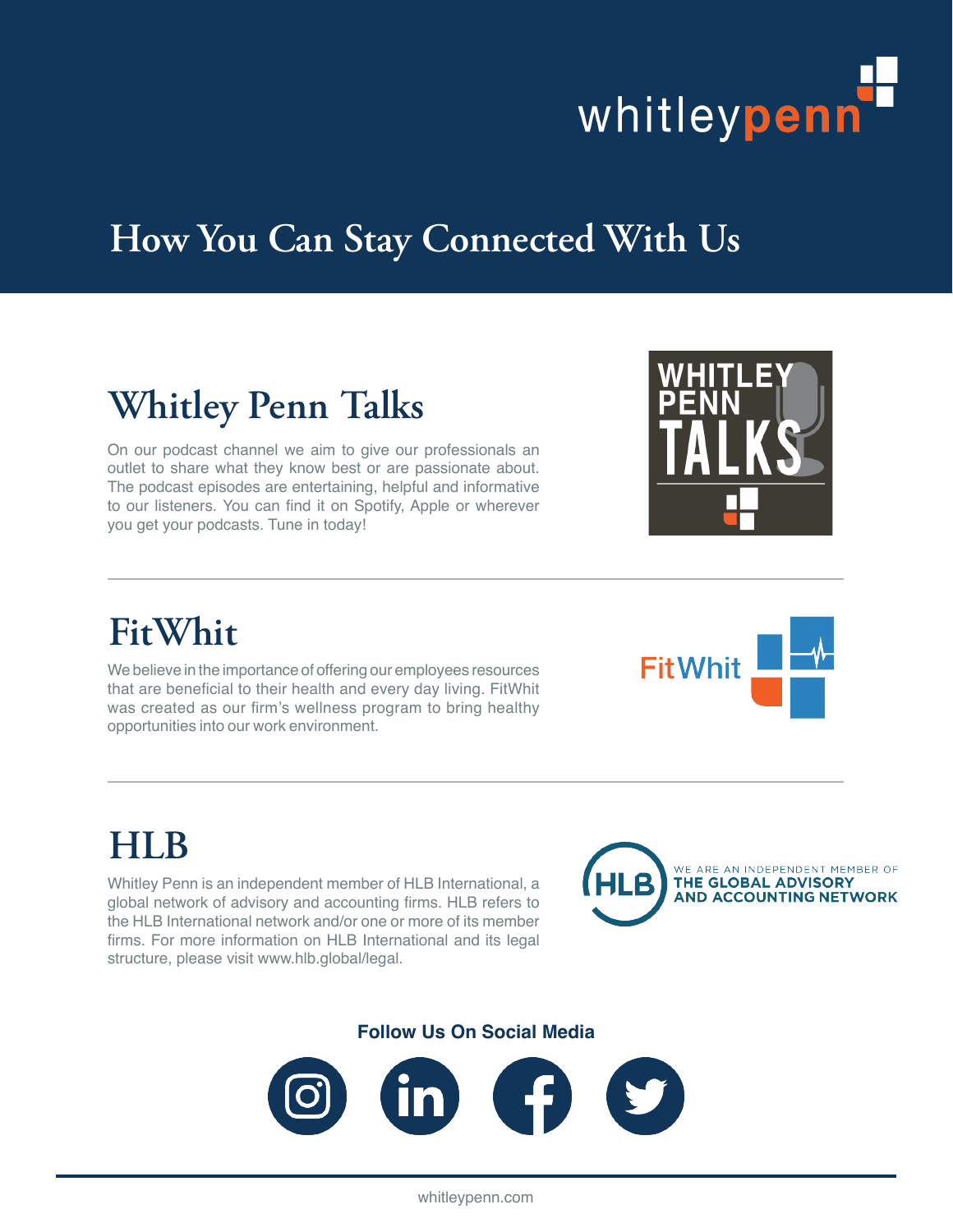# How You Can Stay Connected With Us

## Whitley Penn Talks

On our podcast channel we aim to give our professionals an outlet to share what they know best or are passionate about. The podcast episodes are entertaining, helpful and informative to our listeners. You can find it on Spotify, Apple or wherever you get your podcasts. Tune in today!

## FitWhit

We believe in the importance of offering our employees resources that are beneficial to their health and every day living. FitWhit was created as our firm's wellness program to bring healthy opportunities into our work environment.

## HLB

Whitley Penn is an independent member of HLB International, a global network of advisory and accounting firms. HLB refers to the HLB International network and/or one or more of its member firms. For more information on HLB International and its legal structure, please visit www.hlb.global/legal.

WE ARE AN INDEPENDENT MEMBER OF THE GLOBAL ADVISORY AND ACCOUNTING NETWORK

**Follow Us On Social Media**

whitleypenn.com